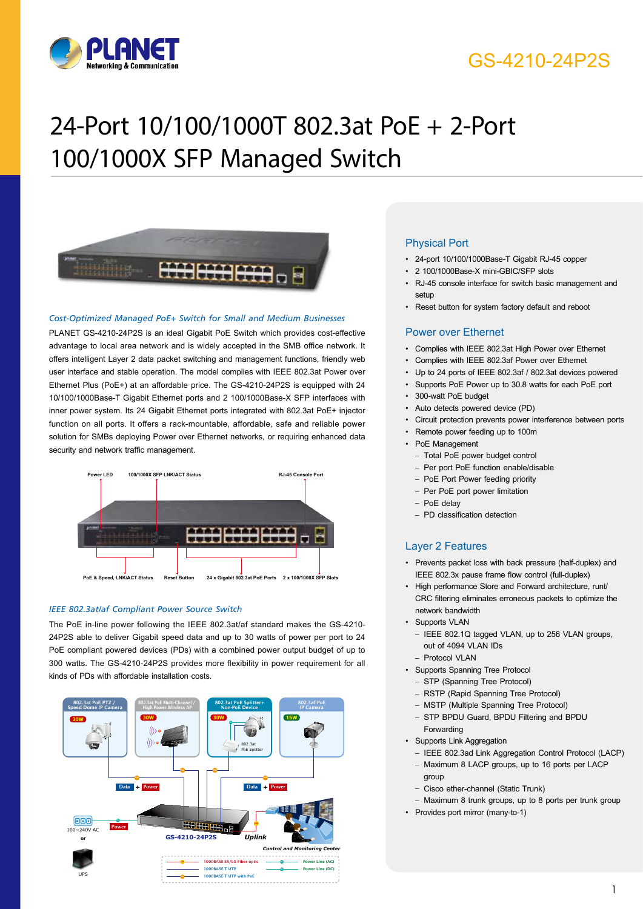GS-4210-24P2S

# 24-Port 10/100/1000T 802.3at PoE + 2-Port 100/1000X SFP Managed Switch

### *Cost-Optimized Managed PoE+ Switch for Small and Medium Businesses*

PLANET GS-4210-24P2S is an ideal Gigabit PoE Switch which provides cost-effective advantage to local area network and is widely accepted in the SMB office network. It offers intelligent Layer 2 data packet switching and management functions, friendly web user interface and stable operation. The model complies with IEEE 802.3at Power over Ethernet Plus (PoE+) at an affordable price. The GS-4210-24P2S is equipped with 24 10/100/1000Base-T Gigabit Ethernet ports and 2 100/1000Base-X SFP interfaces with inner power system. Its 24 Gigabit Ethernet ports integrated with 802.3at PoE+ injector function on all ports. It offers a rack-mountable, affordable, safe and reliable power solution for SMBs deploying Power over Ethernet networks, or requiring enhanced data security and network traffic management.

Power LED | 100/1000X SFP LNK/ACT Status | RJ-45 Console Port

PoE & Speed, LNK/ACT Status | Reset Button | 24 x Gigabit 802.3at PoE Ports | 2 x 100/1000X SFP Slots

### *IEEE 802.3at/af Compliant Power Source Switch*

The PoE in-line power following the IEEE 802.3at/af standard makes the GS-4210-24P2S able to deliver Gigabit speed data and up to 30 watts of power per port to 24 PoE compliant powered devices (PDs) with a combined power output budget of up to 300 watts. The GS-4210-24P2S provides more flexibility in power requirement for all kinds of PDs with affordable installation costs.

802.3at PoE PTZ / Speed Dome IP Camera (30W) | 802.3at PoE Multi-Channel / High Power Wireless AP (30W) | 802.3at PoE Splitter+ Non-PoE Device (30W, 802.3at PoE Splitter) | 802.3af PoE IP Camera (15W)

Data + Power | Data + Power | 100~240V AC or UPS | Power | GS-4210-24P2S | Uplink | Control and Monitoring Center

1000BASE SX/LX Fiber-optic | 1000BASE-T UTP | 1000BASE-T UTP with PoE | Power Line (AC) | Power Line (DC)

## Physical Port

- 24-port 10/100/1000Base-T Gigabit RJ-45 copper
- 2 100/1000Base-X mini-GBIC/SFP slots
- RJ-45 console interface for switch basic management and setup
- Reset button for system factory default and reboot

## Power over Ethernet

- Complies with IEEE 802.3at High Power over Ethernet
- Complies with IEEE 802.3af Power over Ethernet
- Up to 24 ports of IEEE 802.3af / 802.3at devices powered
- Supports PoE Power up to 30.8 watts for each PoE port
- 300-watt PoE budget
- Auto detects powered device (PD)
- Circuit protection prevents power interference between ports
- Remote power feeding up to 100m
- PoE Management
  - Total PoE power budget control
  - Per port PoE function enable/disable
  - PoE Port Power feeding priority
  - Per PoE port power limitation
  - PoE delay
  - PD classification detection

## Layer 2 Features

- Prevents packet loss with back pressure (half-duplex) and IEEE 802.3x pause frame flow control (full-duplex)
- High performance Store and Forward architecture, runt/CRC filtering eliminates erroneous packets to optimize the network bandwidth
- Supports VLAN
  - IEEE 802.1Q tagged VLAN, up to 256 VLAN groups, out of 4094 VLAN IDs
  - Protocol VLAN
- Supports Spanning Tree Protocol
  - STP (Spanning Tree Protocol)
  - RSTP (Rapid Spanning Tree Protocol)
  - MSTP (Multiple Spanning Tree Protocol)
  - STP BPDU Guard, BPDU Filtering and BPDU Forwarding
- Supports Link Aggregation
  - IEEE 802.3ad Link Aggregation Control Protocol (LACP)
  - Maximum 8 LACP groups, up to 16 ports per LACP group
  - Cisco ether-channel (Static Trunk)
  - Maximum 8 trunk groups, up to 8 ports per trunk group
- Provides port mirror (many-to-1)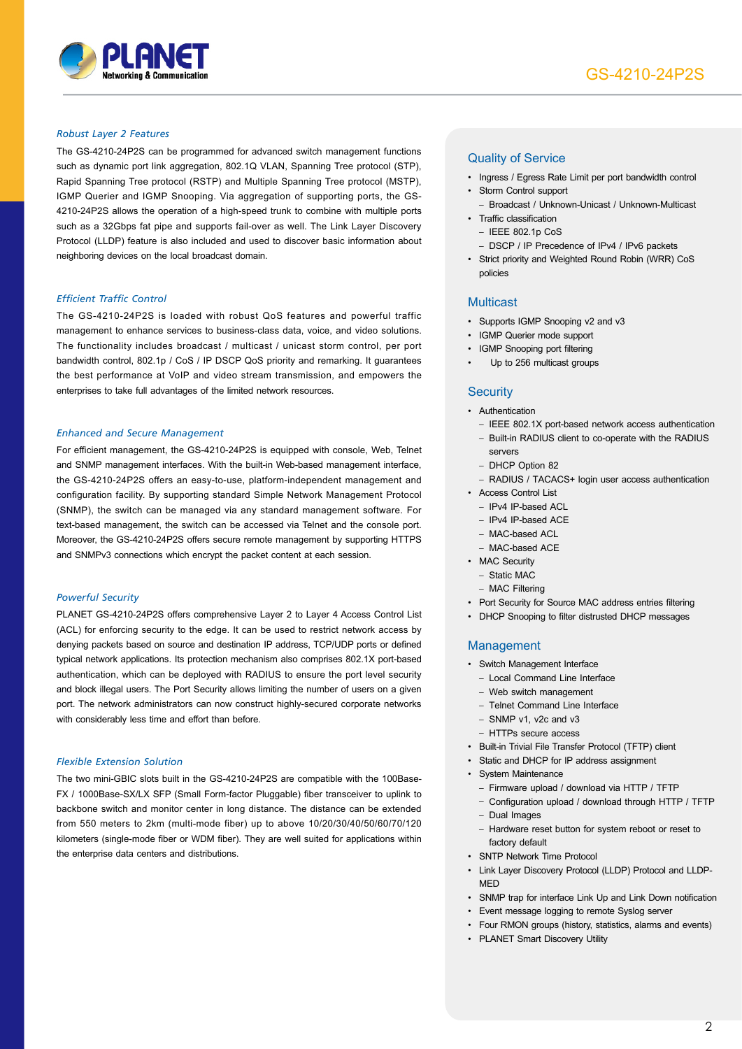### *Robust Layer 2 Features*

The GS-4210-24P2S can be programmed for advanced switch management functions such as dynamic port link aggregation, 802.1Q VLAN, Spanning Tree protocol (STP), Rapid Spanning Tree protocol (RSTP) and Multiple Spanning Tree protocol (MSTP), IGMP Querier and IGMP Snooping. Via aggregation of supporting ports, the GS-4210-24P2S allows the operation of a high-speed trunk to combine with multiple ports such as a 32Gbps fat pipe and supports fail-over as well. The Link Layer Discovery Protocol (LLDP) feature is also included and used to discover basic information about neighboring devices on the local broadcast domain.

### *Efficient Traffic Control*

The GS-4210-24P2S is loaded with robust QoS features and powerful traffic management to enhance services to business-class data, voice, and video solutions. The functionality includes broadcast / multicast / unicast storm control, per port bandwidth control, 802.1p / CoS / IP DSCP QoS priority and remarking. It guarantees the best performance at VoIP and video stream transmission, and empowers the enterprises to take full advantages of the limited network resources.

### *Enhanced and Secure Management*

For efficient management, the GS-4210-24P2S is equipped with console, Web, Telnet and SNMP management interfaces. With the built-in Web-based management interface, the GS-4210-24P2S offers an easy-to-use, platform-independent management and configuration facility. By supporting standard Simple Network Management Protocol (SNMP), the switch can be managed via any standard management software. For text-based management, the switch can be accessed via Telnet and the console port. Moreover, the GS-4210-24P2S offers secure remote management by supporting HTTPS and SNMPv3 connections which encrypt the packet content at each session.

### *Powerful Security*

PLANET GS-4210-24P2S offers comprehensive Layer 2 to Layer 4 Access Control List (ACL) for enforcing security to the edge. It can be used to restrict network access by denying packets based on source and destination IP address, TCP/UDP ports or defined typical network applications. Its protection mechanism also comprises 802.1X port-based authentication, which can be deployed with RADIUS to ensure the port level security and block illegal users. The Port Security allows limiting the number of users on a given port. The network administrators can now construct highly-secured corporate networks with considerably less time and effort than before.

### *Flexible Extension Solution*

The two mini-GBIC slots built in the GS-4210-24P2S are compatible with the 100Base-FX / 1000Base-SX/LX SFP (Small Form-factor Pluggable) fiber transceiver to uplink to backbone switch and monitor center in long distance. The distance can be extended from 550 meters to 2km (multi-mode fiber) up to above 10/20/30/40/50/60/70/120 kilometers (single-mode fiber or WDM fiber). They are well suited for applications within the enterprise data centers and distributions.

## Quality of Service

- Ingress / Egress Rate Limit per port bandwidth control
- Storm Control support
  - Broadcast / Unknown-Unicast / Unknown-Multicast
- Traffic classification
  - IEEE 802.1p CoS
  - DSCP / IP Precedence of IPv4 / IPv6 packets
- Strict priority and Weighted Round Robin (WRR) CoS policies

## Multicast

- Supports IGMP Snooping v2 and v3
- IGMP Querier mode support
- IGMP Snooping port filtering
- Up to 256 multicast groups

## Security

- Authentication
  - IEEE 802.1X port-based network access authentication
  - Built-in RADIUS client to co-operate with the RADIUS servers
  - DHCP Option 82
  - RADIUS / TACACS+ login user access authentication
- Access Control List
  - IPv4 IP-based ACL
  - IPv4 IP-based ACE
  - MAC-based ACL
  - MAC-based ACE
- MAC Security
  - Static MAC
  - MAC Filtering
- Port Security for Source MAC address entries filtering
- DHCP Snooping to filter distrusted DHCP messages

## Management

- Switch Management Interface
  - Local Command Line Interface
  - Web switch management
  - Telnet Command Line Interface
  - SNMP v1, v2c and v3
  - HTTPs secure access
- Built-in Trivial File Transfer Protocol (TFTP) client
- Static and DHCP for IP address assignment
- System Maintenance
  - Firmware upload / download via HTTP / TFTP
  - Configuration upload / download through HTTP / TFTP
  - Dual Images
  - Hardware reset button for system reboot or reset to factory default
- SNTP Network Time Protocol
- Link Layer Discovery Protocol (LLDP) Protocol and LLDP-MED
- SNMP trap for interface Link Up and Link Down notification
- Event message logging to remote Syslog server
- Four RMON groups (history, statistics, alarms and events)
- PLANET Smart Discovery Utility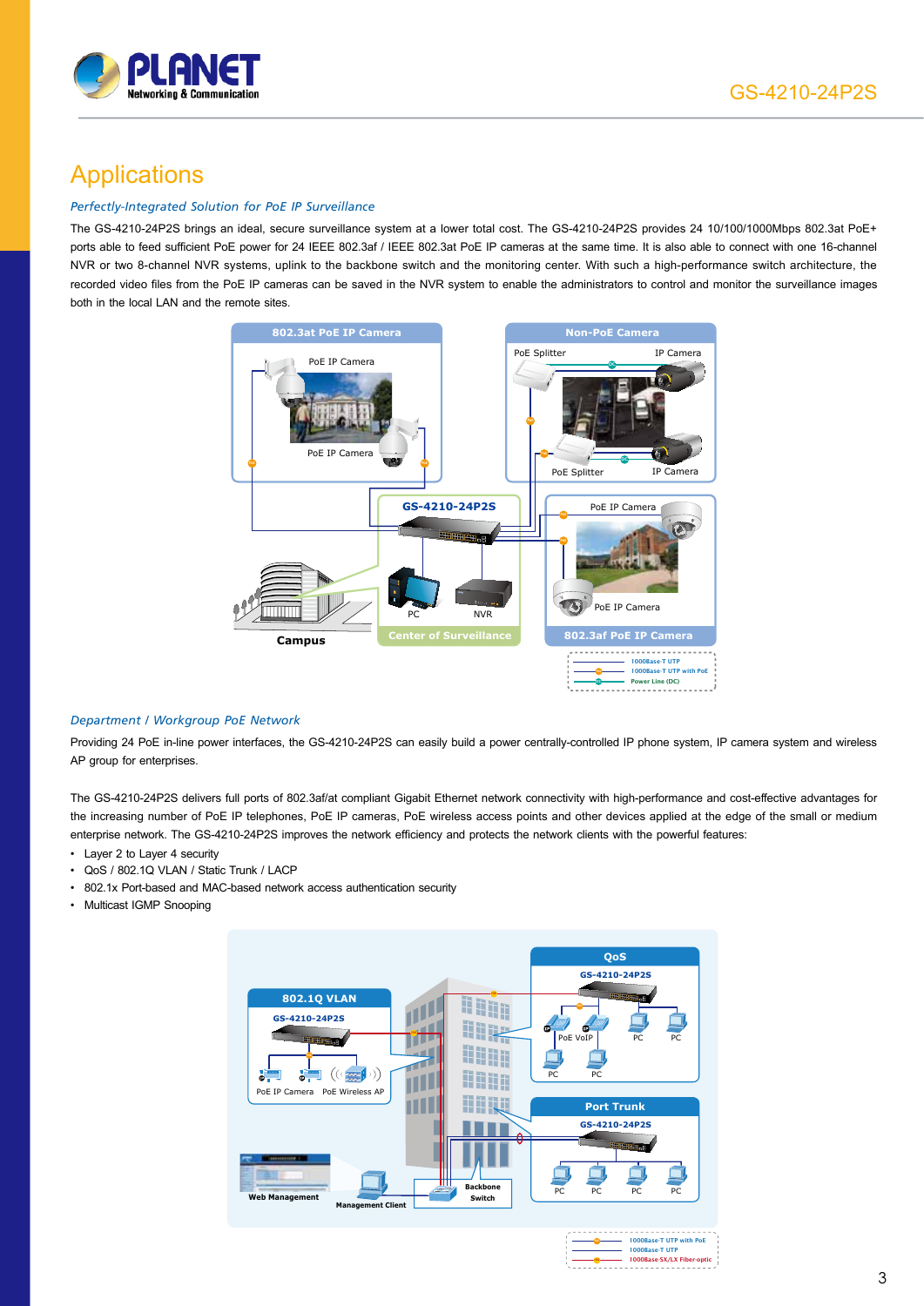## Applications

*Perfectly-Integrated Solution for PoE IP Surveillance*

The GS-4210-24P2S brings an ideal, secure surveillance system at a lower total cost. The GS-4210-24P2S provides 24 10/100/1000Mbps 802.3at PoE+ ports able to feed sufficient PoE power for 24 IEEE 802.3af / IEEE 802.3at PoE IP cameras at the same time. It is also able to connect with one 16-channel NVR or two 8-channel NVR systems, uplink to the backbone switch and the monitoring center. With such a high-performance switch architecture, the recorded video files from the PoE IP cameras can be saved in the NVR system to enable the administrators to control and monitor the surveillance images both in the local LAN and the remote sites.

*Department / Workgroup PoE Network*

Providing 24 PoE in-line power interfaces, the GS-4210-24P2S can easily build a power centrally-controlled IP phone system, IP camera system and wireless AP group for enterprises.

The GS-4210-24P2S delivers full ports of 802.3af/at compliant Gigabit Ethernet network connectivity with high-performance and cost-effective advantages for the increasing number of PoE IP telephones, PoE IP cameras, PoE wireless access points and other devices applied at the edge of the small or medium enterprise network. The GS-4210-24P2S improves the network efficiency and protects the network clients with the powerful features:

- Layer 2 to Layer 4 security
- QoS / 802.1Q VLAN / Static Trunk / LACP
- 802.1x Port-based and MAC-based network access authentication security
- Multicast IGMP Snooping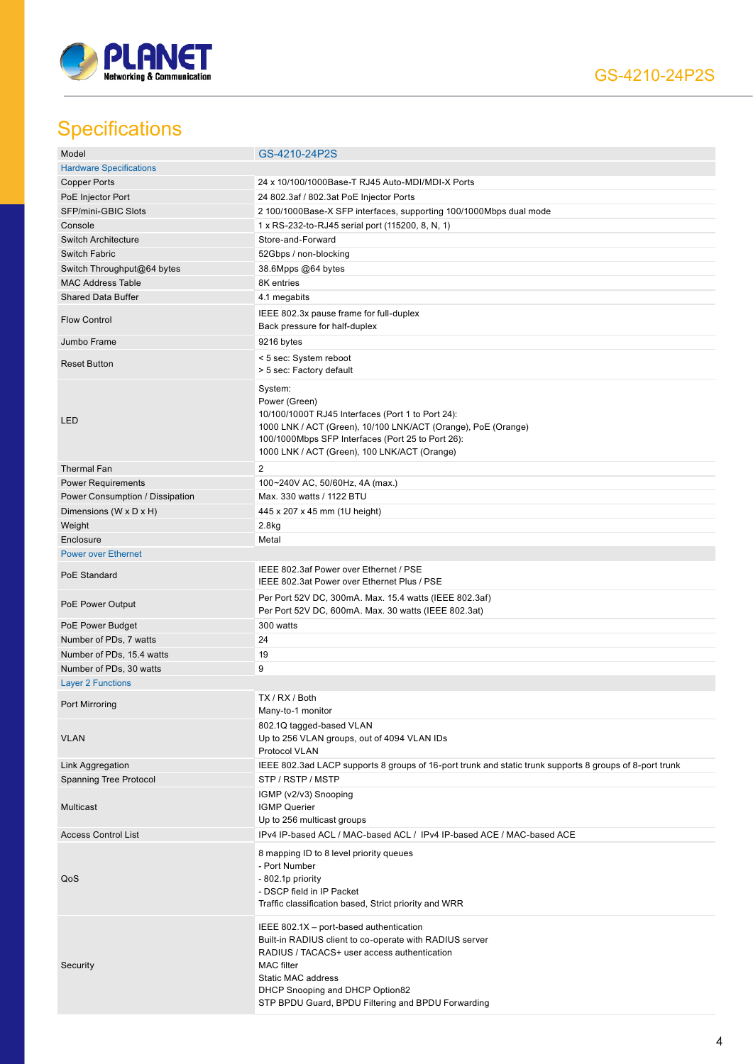## Specifications

| Model | GS-4210-24P2S |
|---|---|
| **Hardware Specifications** | |
| Copper Ports | 24 x 10/100/1000Base-T RJ45 Auto-MDI/MDI-X Ports |
| PoE Injector Port | 24 802.3af / 802.3at PoE Injector Ports |
| SFP/mini-GBIC Slots | 2 100/1000Base-X SFP interfaces, supporting 100/1000Mbps dual mode |
| Console | 1 x RS-232-to-RJ45 serial port (115200, 8, N, 1) |
| Switch Architecture | Store-and-Forward |
| Switch Fabric | 52Gbps / non-blocking |
| Switch Throughput@64 bytes | 38.6Mpps @64 bytes |
| MAC Address Table | 8K entries |
| Shared Data Buffer | 4.1 megabits |
| Flow Control | IEEE 802.3x pause frame for full-duplex<br>Back pressure for half-duplex |
| Jumbo Frame | 9216 bytes |
| Reset Button | < 5 sec: System reboot<br>> 5 sec: Factory default |
| LED | System:<br>Power (Green)<br>10/100/1000T RJ45 Interfaces (Port 1 to Port 24):<br>1000 LNK / ACT (Green), 10/100 LNK/ACT (Orange), PoE (Orange)<br>100/1000Mbps SFP Interfaces (Port 25 to Port 26):<br>1000 LNK / ACT (Green), 100 LNK/ACT (Orange) |
| Thermal Fan | 2 |
| Power Requirements | 100~240V AC, 50/60Hz, 4A (max.) |
| Power Consumption / Dissipation | Max. 330 watts / 1122 BTU |
| Dimensions (W x D x H) | 445 x 207 x 45 mm (1U height) |
| Weight | 2.8kg |
| Enclosure | Metal |
| **Power over Ethernet** | |
| PoE Standard | IEEE 802.3af Power over Ethernet / PSE<br>IEEE 802.3at Power over Ethernet Plus / PSE |
| PoE Power Output | Per Port 52V DC, 300mA. Max. 15.4 watts (IEEE 802.3af)<br>Per Port 52V DC, 600mA. Max. 30 watts (IEEE 802.3at) |
| PoE Power Budget | 300 watts |
| Number of PDs, 7 watts | 24 |
| Number of PDs, 15.4 watts | 19 |
| Number of PDs, 30 watts | 9 |
| **Layer 2 Functions** | |
| Port Mirroring | TX / RX / Both<br>Many-to-1 monitor |
| VLAN | 802.1Q tagged-based VLAN<br>Up to 256 VLAN groups, out of 4094 VLAN IDs<br>Protocol VLAN |
| Link Aggregation | IEEE 802.3ad LACP supports 8 groups of 16-port trunk and static trunk supports 8 groups of 8-port trunk |
| Spanning Tree Protocol | STP / RSTP / MSTP |
| Multicast | IGMP (v2/v3) Snooping<br>IGMP Querier<br>Up to 256 multicast groups |
| Access Control List | IPv4 IP-based ACL / MAC-based ACL / IPv4 IP-based ACE / MAC-based ACE |
| QoS | 8 mapping ID to 8 level priority queues<br>- Port Number<br>- 802.1p priority<br>- DSCP field in IP Packet<br>Traffic classification based, Strict priority and WRR |
| Security | IEEE 802.1X – port-based authentication<br>Built-in RADIUS client to co-operate with RADIUS server<br>RADIUS / TACACS+ user access authentication<br>MAC filter<br>Static MAC address<br>DHCP Snooping and DHCP Option82<br>STP BPDU Guard, BPDU Filtering and BPDU Forwarding |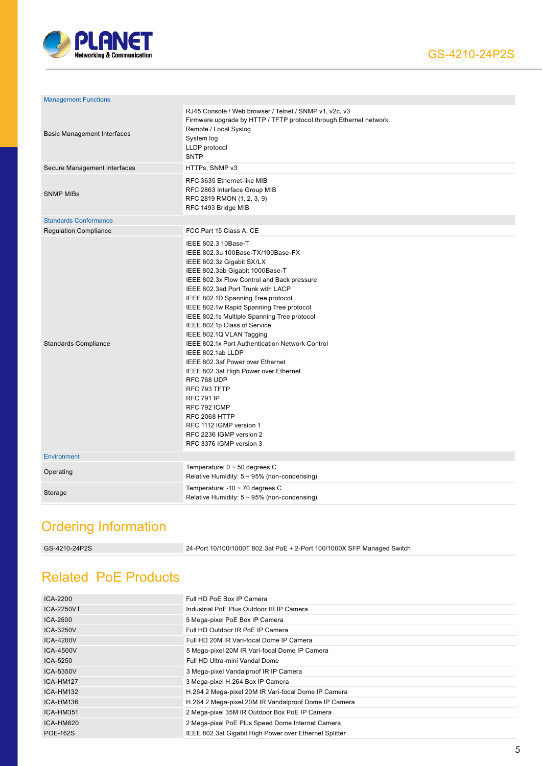| Management Functions | |
|---|---|
| Basic Management Interfaces | RJ45 Console / Web browser / Telnet / SNMP v1, v2c, v3<br>Firmware upgrade by HTTP / TFTP protocol through Ethernet network<br>Remote / Local Syslog<br>System log<br>LLDP protocol<br>SNTP |
| Secure Management Interfaces | HTTPs, SNMP v3 |
| SNMP MIBs | RFC 3635 Ethernet-like MIB<br>RFC 2863 Interface Group MIB<br>RFC 2819 RMON (1, 2, 3, 9)<br>RFC 1493 Bridge MIB |
| **Standards Conformance** | |
| Regulation Compliance | FCC Part 15 Class A, CE |
| Standards Compliance | IEEE 802.3 10Base-T<br>IEEE 802.3u 100Base-TX/100Base-FX<br>IEEE 802.3z Gigabit SX/LX<br>IEEE 802.3ab Gigabit 1000Base-T<br>IEEE 802.3x Flow Control and Back pressure<br>IEEE 802.3ad Port Trunk with LACP<br>IEEE 802.1D Spanning Tree protocol<br>IEEE 802.1w Rapid Spanning Tree protocol<br>IEEE 802.1s Multiple Spanning Tree protocol<br>IEEE 802.1p Class of Service<br>IEEE 802.1Q VLAN Tagging<br>IEEE 802.1x Port Authentication Network Control<br>IEEE 802.1ab LLDP<br>IEEE 802.3af Power over Ethernet<br>IEEE 802.3at High Power over Ethernet<br>RFC 768 UDP<br>RFC 793 TFTP<br>RFC 791 IP<br>RFC 792 ICMP<br>RFC 2068 HTTP<br>RFC 1112 IGMP version 1<br>RFC 2236 IGMP version 2<br>RFC 3376 IGMP version 3 |
| **Environment** | |
| Operating | Temperature: 0 ~ 50 degrees C<br>Relative Humidity: 5 ~ 95% (non-condensing) |
| Storage | Temperature: -10 ~ 70 degrees C<br>Relative Humidity: 5 ~ 95% (non-condensing) |

## Ordering Information

| | |
|---|---|
| GS-4210-24P2S | 24-Port 10/100/1000T 802.3at PoE + 2-Port 100/1000X SFP Managed Switch |

## Related PoE Products

| | |
|---|---|
| ICA-2200 | Full HD PoE Box IP Camera |
| ICA-2250VT | Industrial PoE Plus Outdoor IR IP Camera |
| ICA-2500 | 5 Mega-pixel PoE Box IP Camera |
| ICA-3250V | Full HD Outdoor IR PoE IP Camera |
| ICA-4200V | Full HD 20M IR Vari-focal Dome IP Camera |
| ICA-4500V | 5 Mega-pixel 20M IR Vari-focal Dome IP Camera |
| ICA-5250 | Full HD Ultra-mini Vandal Dome |
| ICA-5350V | 3 Mega-pixel Vandalproof IR IP Camera |
| ICA-HM127 | 3 Mega-pixel H.264 Box IP Camera |
| ICA-HM132 | H.264 2 Mega-pixel 20M IR Vari-focal Dome IP Camera |
| ICA-HM136 | H.264 2 Mega-pixel 20M IR Vandalproof Dome IP Camera |
| ICA-HM351 | 2 Mega-pixel 35M IR Outdoor Box PoE IP Camera |
| ICA-HM620 | 2 Mega-pixel PoE Plus Speed Dome Internet Camera |
| POE-162S | IEEE 802.3at Gigabit High Power over Ethernet Splitter |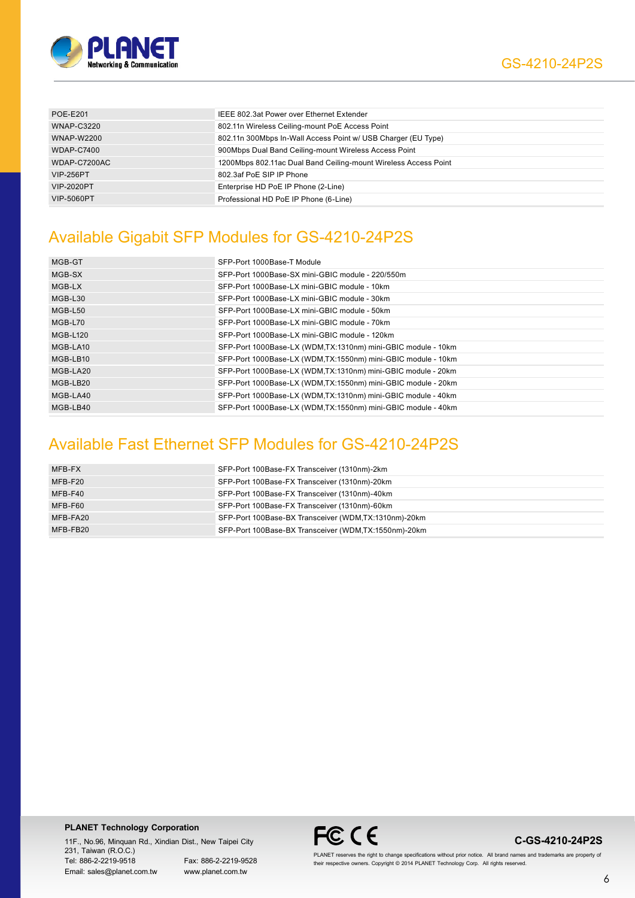| | |
|---|---|
| POE-E201 | IEEE 802.3at Power over Ethernet Extender |
| WNAP-C3220 | 802.11n Wireless Ceiling-mount PoE Access Point |
| WNAP-W2200 | 802.11n 300Mbps In-Wall Access Point w/ USB Charger (EU Type) |
| WDAP-C7400 | 900Mbps Dual Band Ceiling-mount Wireless Access Point |
| WDAP-C7200AC | 1200Mbps 802.11ac Dual Band Ceiling-mount Wireless Access Point |
| VIP-256PT | 802.3af PoE SIP IP Phone |
| VIP-2020PT | Enterprise HD PoE IP Phone (2-Line) |
| VIP-5060PT | Professional HD PoE IP Phone (6-Line) |

## Available Gigabit SFP Modules for GS-4210-24P2S

| | |
|---|---|
| MGB-GT | SFP-Port 1000Base-T Module |
| MGB-SX | SFP-Port 1000Base-SX mini-GBIC module - 220/550m |
| MGB-LX | SFP-Port 1000Base-LX mini-GBIC module - 10km |
| MGB-L30 | SFP-Port 1000Base-LX mini-GBIC module - 30km |
| MGB-L50 | SFP-Port 1000Base-LX mini-GBIC module - 50km |
| MGB-L70 | SFP-Port 1000Base-LX mini-GBIC module - 70km |
| MGB-L120 | SFP-Port 1000Base-LX mini-GBIC module - 120km |
| MGB-LA10 | SFP-Port 1000Base-LX (WDM,TX:1310nm) mini-GBIC module - 10km |
| MGB-LB10 | SFP-Port 1000Base-LX (WDM,TX:1550nm) mini-GBIC module - 10km |
| MGB-LA20 | SFP-Port 1000Base-LX (WDM,TX:1310nm) mini-GBIC module - 20km |
| MGB-LB20 | SFP-Port 1000Base-LX (WDM,TX:1550nm) mini-GBIC module - 20km |
| MGB-LA40 | SFP-Port 1000Base-LX (WDM,TX:1310nm) mini-GBIC module - 40km |
| MGB-LB40 | SFP-Port 1000Base-LX (WDM,TX:1550nm) mini-GBIC module - 40km |

## Available Fast Ethernet SFP Modules for GS-4210-24P2S

| | |
|---|---|
| MFB-FX | SFP-Port 100Base-FX Transceiver (1310nm)-2km |
| MFB-F20 | SFP-Port 100Base-FX Transceiver (1310nm)-20km |
| MFB-F40 | SFP-Port 100Base-FX Transceiver (1310nm)-40km |
| MFB-F60 | SFP-Port 100Base-FX Transceiver (1310nm)-60km |
| MFB-FA20 | SFP-Port 100Base-BX Transceiver (WDM,TX:1310nm)-20km |
| MFB-FB20 | SFP-Port 100Base-BX Transceiver (WDM,TX:1550nm)-20km |

**PLANET Technology Corporation**

11F., No.96, Minquan Rd., Xindian Dist., New Taipei City 231, Taiwan (R.O.C.)

Tel: 886-2-2219-9518 Fax: 886-2-2219-9528

Email: sales@planet.com.tw www.planet.com.tw

**C-GS-4210-24P2S**

PLANET reserves the right to change specifications without prior notice. All brand names and trademarks are property of their respective owners. Copyright © 2014 PLANET Technology Corp. All rights reserved.